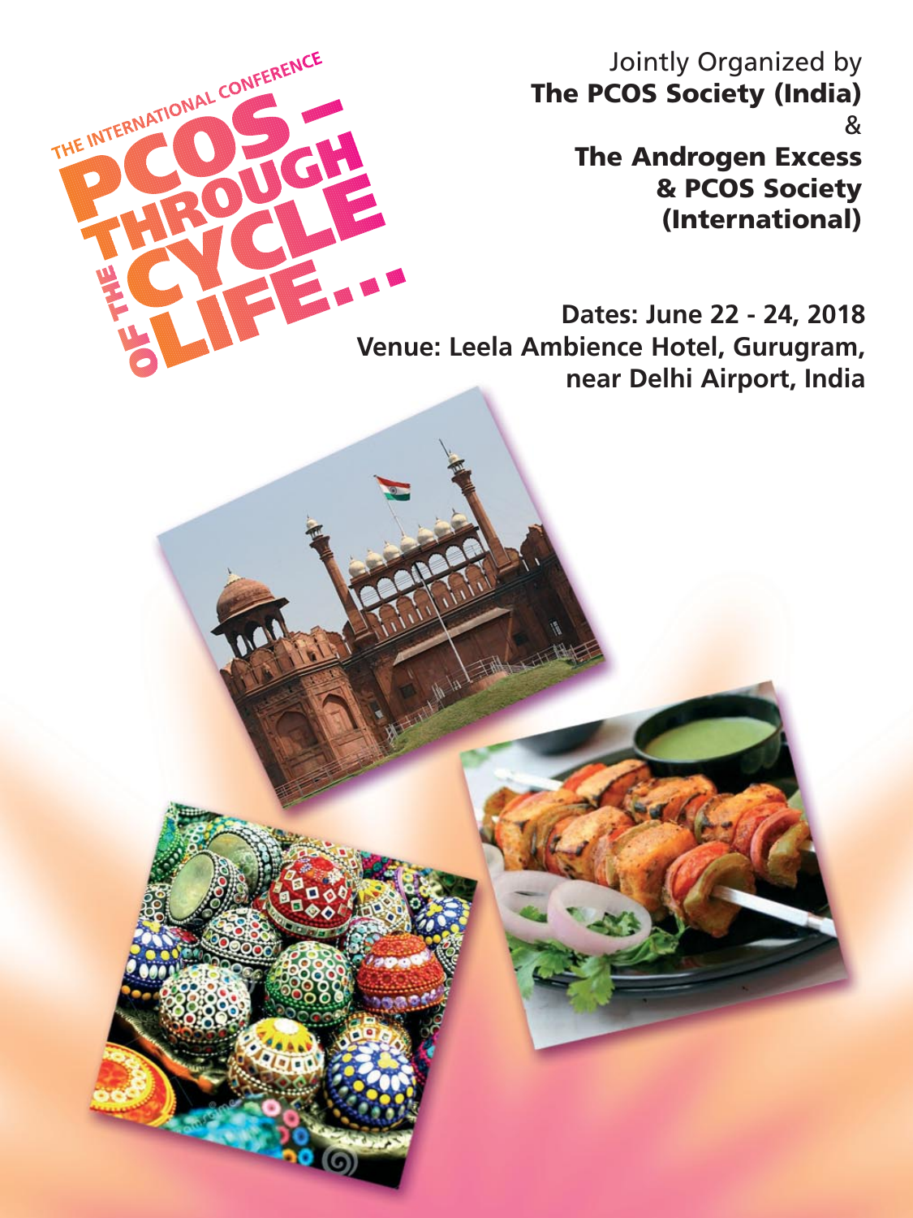THE INTERNATIONAL CONFERENCE

# PCOS – THROUGH THE CYCLE OF LIFE...

Jointly Organized by
**The PCOS Society (India)**
&
**The Androgen Excess & PCOS Society (International)**

**Dates: June 22 - 24, 2018**
**Venue: Leela Ambience Hotel, Gurugram, near Delhi Airport, India**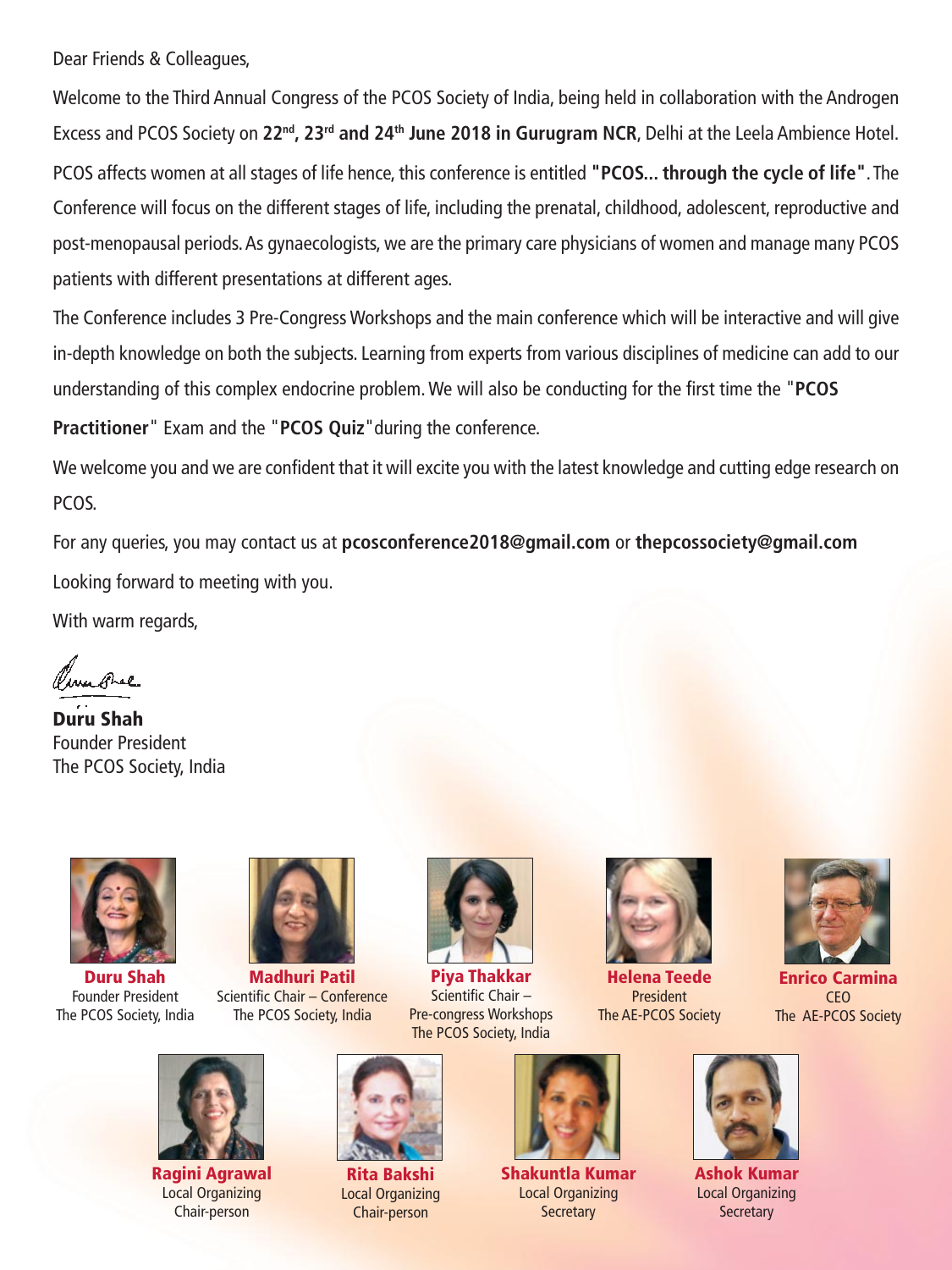Dear Friends & Colleagues,

Welcome to the Third Annual Congress of the PCOS Society of India, being held in collaboration with the Androgen Excess and PCOS Society on **22nd, 23rd and 24th June 2018 in Gurugram NCR**, Delhi at the Leela Ambience Hotel.

PCOS affects women at all stages of life hence, this conference is entitled **"PCOS... through the cycle of life"**. The Conference will focus on the different stages of life, including the prenatal, childhood, adolescent, reproductive and post-menopausal periods. As gynaecologists, we are the primary care physicians of women and manage many PCOS patients with different presentations at different ages.

The Conference includes 3 Pre-Congress Workshops and the main conference which will be interactive and will give in-depth knowledge on both the subjects. Learning from experts from various disciplines of medicine can add to our understanding of this complex endocrine problem. We will also be conducting for the first time the "**PCOS Practitioner**" Exam and the "**PCOS Quiz**" during the conference.

We welcome you and we are confident that it will excite you with the latest knowledge and cutting edge research on PCOS.

For any queries, you may contact us at **pcosconference2018@gmail.com** or **thepcossociety@gmail.com**

Looking forward to meeting with you.

With warm regards,

**Duru Shah**
Founder President
The PCOS Society, India

**Duru Shah**
Founder President
The PCOS Society, India

**Madhuri Patil**
Scientific Chair – Conference
The PCOS Society, India

**Piya Thakkar**
Scientific Chair –
Pre-congress Workshops
The PCOS Society, India

**Helena Teede**
President
The AE-PCOS Society

**Enrico Carmina**
CEO
The AE-PCOS Society

**Ragini Agrawal**
Local Organizing
Chair-person

**Rita Bakshi**
Local Organizing
Chair-person

**Shakuntla Kumar**
Local Organizing
Secretary

**Ashok Kumar**
Local Organizing
Secretary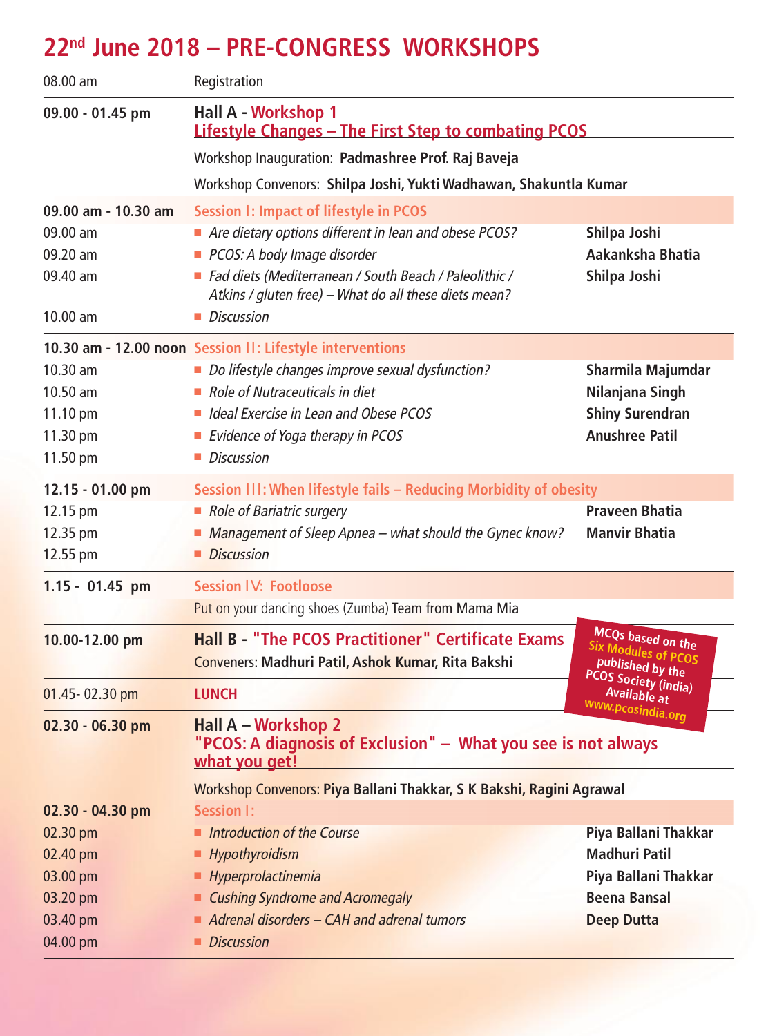## 22nd June 2018 – PRE-CONGRESS WORKSHOPS

| Time | Programme | Speaker |
|---|---|---|
| 08.00 am | Registration | |
| **09.00 - 01.45 pm** | **Hall A - Workshop 1** **Lifestyle Changes – The First Step to combating PCOS** | |
| | Workshop Inauguration: **Padmashree Prof. Raj Baveja** | |
| | Workshop Convenors: **Shilpa Joshi, Yukti Wadhawan, Shakuntla Kumar** | |
| **09.00 am - 10.30 am** | **Session I: Impact of lifestyle in PCOS** | |
| 09.00 am | *Are dietary options different in lean and obese PCOS?* | **Shilpa Joshi** |
| 09.20 am | *PCOS: A body Image disorder* | **Aakanksha Bhatia** |
| 09.40 am | *Fad diets (Mediterranean / South Beach / Paleolithic / Atkins / gluten free) – What do all these diets mean?* | **Shilpa Joshi** |
| 10.00 am | *Discussion* | |
| **10.30 am - 12.00 noon** | **Session II: Lifestyle interventions** | |
| 10.30 am | *Do lifestyle changes improve sexual dysfunction?* | **Sharmila Majumdar** |
| 10.50 am | *Role of Nutraceuticals in diet* | **Nilanjana Singh** |
| 11.10 pm | *Ideal Exercise in Lean and Obese PCOS* | **Shiny Surendran** |
| 11.30 pm | *Evidence of Yoga therapy in PCOS* | **Anushree Patil** |
| 11.50 pm | *Discussion* | |
| **12.15 - 01.00 pm** | **Session III: When lifestyle fails – Reducing Morbidity of obesity** | |
| 12.15 pm | *Role of Bariatric surgery* | **Praveen Bhatia** |
| 12.35 pm | *Management of Sleep Apnea – what should the Gynec know?* | **Manvir Bhatia** |
| 12.55 pm | *Discussion* | |
| **1.15 - 01.45 pm** | **Session IV: Footloose** | |
| | Put on your dancing shoes (Zumba) Team from Mama Mia | |
| **10.00-12.00 pm** | **Hall B - "The PCOS Practitioner" Certificate Exams** Conveners: **Madhuri Patil, Ashok Kumar, Rita Bakshi** | MCQs based on the Six Modules of PCOS published by the PCOS Society (india) Available at www.pcosindia.org |
| 01.45- 02.30 pm | **LUNCH** | |
| **02.30 - 06.30 pm** | **Hall A – Workshop 2** **"PCOS: A diagnosis of Exclusion" – What you see is not always what you get!** | |
| | Workshop Convenors: **Piya Ballani Thakkar, S K Bakshi, Ragini Agrawal** | |
| **02.30 - 04.30 pm** | **Session I:** | |
| 02.30 pm | *Introduction of the Course* | **Piya Ballani Thakkar** |
| 02.40 pm | *Hypothyroidism* | **Madhuri Patil** |
| 03.00 pm | *Hyperprolactinemia* | **Piya Ballani Thakkar** |
| 03.20 pm | *Cushing Syndrome and Acromegaly* | **Beena Bansal** |
| 03.40 pm | *Adrenal disorders – CAH and adrenal tumors* | **Deep Dutta** |
| 04.00 pm | *Discussion* | |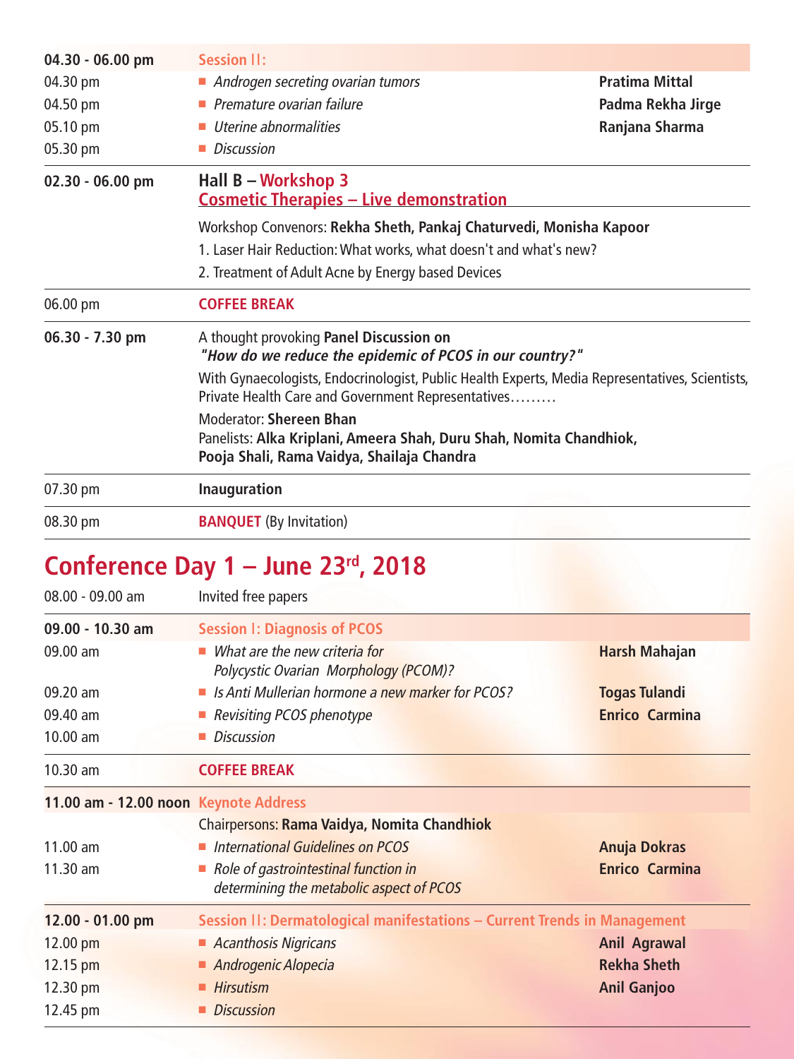| | | |
|---|---|---|
| **04.30 - 06.00 pm** | Session II: | |
| 04.30 pm | *Androgen secreting ovarian tumors* | **Pratima Mittal** |
| 04.50 pm | *Premature ovarian failure* | **Padma Rekha Jirge** |
| 05.10 pm | *Uterine abnormalities* | **Ranjana Sharma** |
| 05.30 pm | *Discussion* | |

**02.30 - 06.00 pm** — **Hall B – Workshop 3**
**Cosmetic Therapies – Live demonstration**

Workshop Convenors: **Rekha Sheth, Pankaj Chaturvedi, Monisha Kapoor**

1. Laser Hair Reduction: What works, what doesn't and what's new?
2. Treatment of Adult Acne by Energy based Devices

06.00 pm — **COFFEE BREAK**

**06.30 - 7.30 pm** — A thought provoking **Panel Discussion on**
***"How do we reduce the epidemic of PCOS in our country?"***

With Gynaecologists, Endocrinologist, Public Health Experts, Media Representatives, Scientists, Private Health Care and Government Representatives………

Moderator: **Shereen Bhan**
Panelists: **Alka Kriplani, Ameera Shah, Duru Shah, Nomita Chandhiok, Pooja Shali, Rama Vaidya, Shailaja Chandra**

07.30 pm — **Inauguration**

08.30 pm — **BANQUET** (By Invitation)

# Conference Day 1 – June 23rd, 2018

08.00 - 09.00 am — Invited free papers

| | | |
|---|---|---|
| **09.00 - 10.30 am** | Session I: Diagnosis of PCOS | |
| 09.00 am | *What are the new criteria for Polycystic Ovarian Morphology (PCOM)?* | **Harsh Mahajan** |
| 09.20 am | *Is Anti Mullerian hormone a new marker for PCOS?* | **Togas Tulandi** |
| 09.40 am | *Revisiting PCOS phenotype* | **Enrico Carmina** |
| 10.00 am | *Discussion* | |

10.30 am — **COFFEE BREAK**

| | | |
|---|---|---|
| **11.00 am - 12.00 noon** | Keynote Address | |
| | Chairpersons: **Rama Vaidya, Nomita Chandhiok** | |
| 11.00 am | *International Guidelines on PCOS* | **Anuja Dokras** |
| 11.30 am | *Role of gastrointestinal function in determining the metabolic aspect of PCOS* | **Enrico Carmina** |

| | | |
|---|---|---|
| **12.00 - 01.00 pm** | Session II: Dermatological manifestations – Current Trends in Management | |
| 12.00 pm | *Acanthosis Nigricans* | **Anil Agrawal** |
| 12.15 pm | *Androgenic Alopecia* | **Rekha Sheth** |
| 12.30 pm | *Hirsutism* | **Anil Ganjoo** |
| 12.45 pm | *Discussion* | |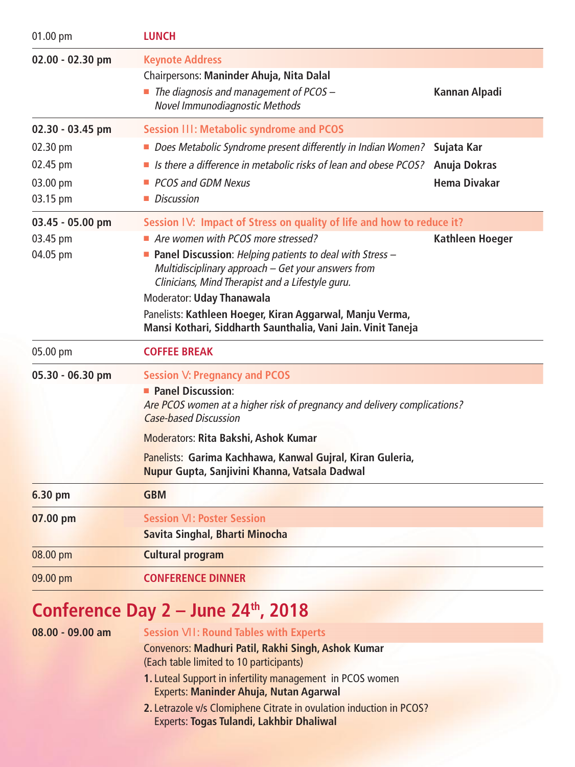| | | |
|---|---|---|
| 01.00 pm | **LUNCH** | |
| **02.00 - 02.30 pm** | **Keynote Address** | |
| | Chairpersons: **Maninder Ahuja, Nita Dalal** | |
| | ■ *The diagnosis and management of PCOS – Novel Immunodiagnostic Methods* | **Kannan Alpadi** |
| **02.30 - 03.45 pm** | **Session III: Metabolic syndrome and PCOS** | |
| 02.30 pm | ■ *Does Metabolic Syndrome present differently in Indian Women?* | **Sujata Kar** |
| 02.45 pm | ■ *Is there a difference in metabolic risks of lean and obese PCOS?* | **Anuja Dokras** |
| 03.00 pm | ■ *PCOS and GDM Nexus* | **Hema Divakar** |
| 03.15 pm | ■ *Discussion* | |
| **03.45 - 05.00 pm** | **Session IV: Impact of Stress on quality of life and how to reduce it?** | |
| 03.45 pm | ■ *Are women with PCOS more stressed?* | **Kathleen Hoeger** |
| 04.05 pm | ■ **Panel Discussion**: *Helping patients to deal with Stress – Multidisciplinary approach – Get your answers from Clinicians, Mind Therapist and a Lifestyle guru.* | |
| | Moderator: **Uday Thanawala** | |
| | Panelists: **Kathleen Hoeger, Kiran Aggarwal, Manju Verma, Mansi Kothari, Siddharth Saunthalia, Vani Jain. Vinit Taneja** | |
| 05.00 pm | **COFFEE BREAK** | |
| **05.30 - 06.30 pm** | **Session V: Pregnancy and PCOS** | |
| | ■ **Panel Discussion**: *Are PCOS women at a higher risk of pregnancy and delivery complications? Case-based Discussion* | |
| | Moderators: **Rita Bakshi, Ashok Kumar** | |
| | Panelists: **Garima Kachhawa, Kanwal Gujral, Kiran Guleria, Nupur Gupta, Sanjivini Khanna, Vatsala Dadwal** | |
| **6.30 pm** | **GBM** | |
| **07.00 pm** | **Session VI: Poster Session** | |
| | **Savita Singhal, Bharti Minocha** | |
| 08.00 pm | **Cultural program** | |
| 09.00 pm | **CONFERENCE DINNER** | |

## Conference Day 2 – June 24th, 2018

| | |
|---|---|
| **08.00 - 09.00 am** | **Session VII: Round Tables with Experts** |
| | Convenors: **Madhuri Patil, Rakhi Singh, Ashok Kumar** (Each table limited to 10 participants) |
| | **1.** Luteal Support in infertility management in PCOS women<br>Experts: **Maninder Ahuja, Nutan Agarwal** |
| | **2.** Letrazole v/s Clomiphene Citrate in ovulation induction in PCOS?<br>Experts: **Togas Tulandi, Lakhbir Dhaliwal** |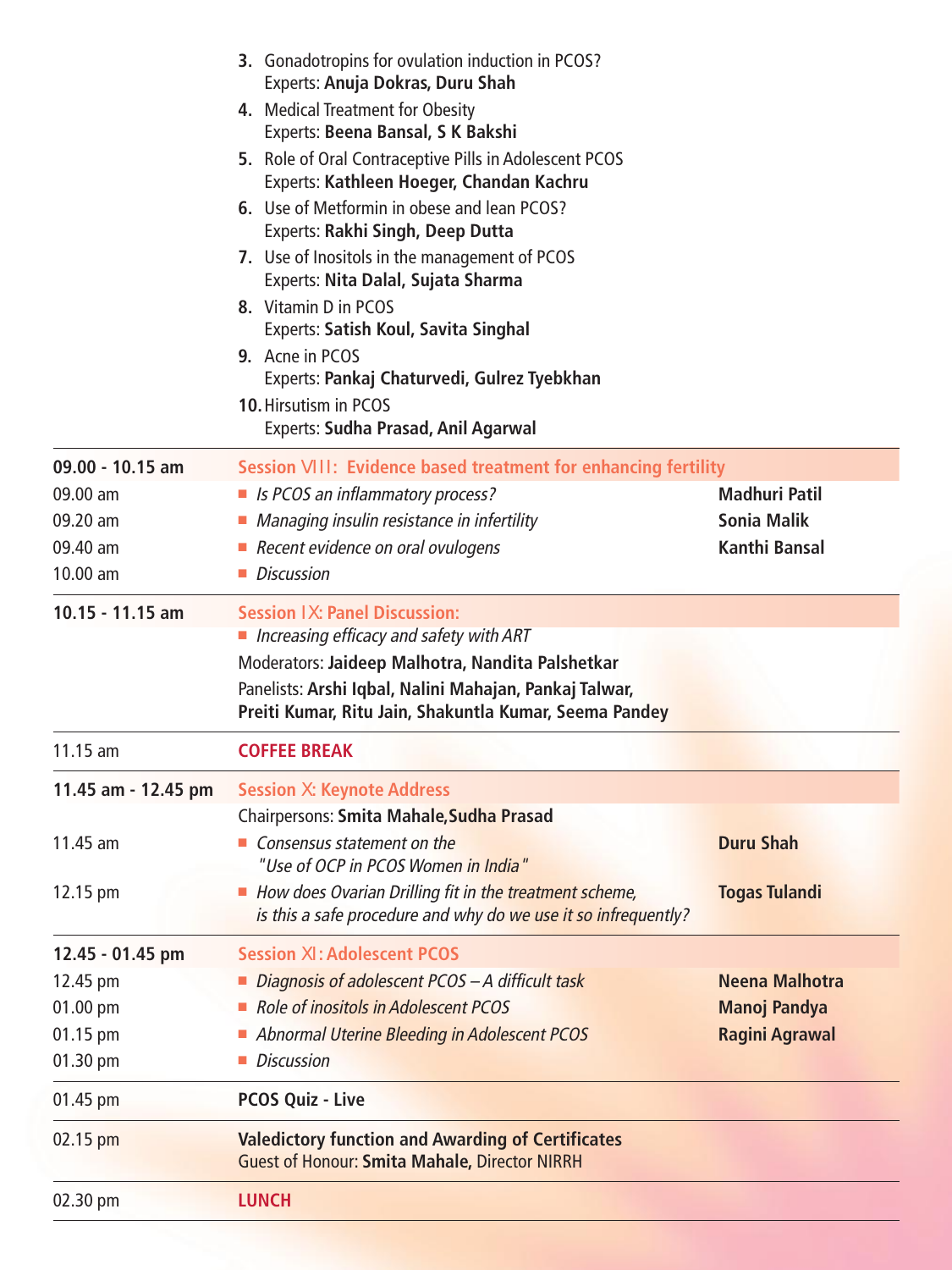3. Gonadotropins for ovulation induction in PCOS?
   Experts: **Anuja Dokras, Duru Shah**
4. Medical Treatment for Obesity
   Experts: **Beena Bansal, S K Bakshi**
5. Role of Oral Contraceptive Pills in Adolescent PCOS
   Experts: **Kathleen Hoeger, Chandan Kachru**
6. Use of Metformin in obese and lean PCOS?
   Experts: **Rakhi Singh, Deep Dutta**
7. Use of Inositols in the management of PCOS
   Experts: **Nita Dalal, Sujata Sharma**
8. Vitamin D in PCOS
   Experts: **Satish Koul, Savita Singhal**
9. Acne in PCOS
   Experts: **Pankaj Chaturvedi, Gulrez Tyebkhan**
10. Hirsutism in PCOS
    Experts: **Sudha Prasad, Anil Agarwal**

| | | |
|---|---|---|
| **09.00 - 10.15 am** | **Session VIII: Evidence based treatment for enhancing fertility** | |
| 09.00 am | ▪ *Is PCOS an inflammatory process?* | **Madhuri Patil** |
| 09.20 am | ▪ *Managing insulin resistance in infertility* | **Sonia Malik** |
| 09.40 am | ▪ *Recent evidence on oral ovulogens* | **Kanthi Bansal** |
| 10.00 am | ▪ *Discussion* | |
| **10.15 - 11.15 am** | **Session IX: Panel Discussion:** | |
| | ▪ *Increasing efficacy and safety with ART* | |
| | Moderators: **Jaideep Malhotra, Nandita Palshetkar** | |
| | Panelists: **Arshi Iqbal, Nalini Mahajan, Pankaj Talwar, Preiti Kumar, Ritu Jain, Shakuntla Kumar, Seema Pandey** | |
| 11.15 am | **COFFEE BREAK** | |
| **11.45 am - 12.45 pm** | **Session X: Keynote Address** | |
| | Chairpersons: **Smita Mahale, Sudha Prasad** | |
| 11.45 am | ▪ *Consensus statement on the "Use of OCP in PCOS Women in India"* | **Duru Shah** |
| 12.15 pm | ▪ *How does Ovarian Drilling fit in the treatment scheme, is this a safe procedure and why do we use it so infrequently?* | **Togas Tulandi** |
| **12.45 - 01.45 pm** | **Session XI: Adolescent PCOS** | |
| 12.45 pm | ▪ *Diagnosis of adolescent PCOS – A difficult task* | **Neena Malhotra** |
| 01.00 pm | ▪ *Role of inositols in Adolescent PCOS* | **Manoj Pandya** |
| 01.15 pm | ▪ *Abnormal Uterine Bleeding in Adolescent PCOS* | **Ragini Agrawal** |
| 01.30 pm | ▪ *Discussion* | |
| 01.45 pm | **PCOS Quiz - Live** | |
| 02.15 pm | **Valedictory function and Awarding of Certificates** Guest of Honour: **Smita Mahale,** Director NIRRH | |
| 02.30 pm | **LUNCH** | |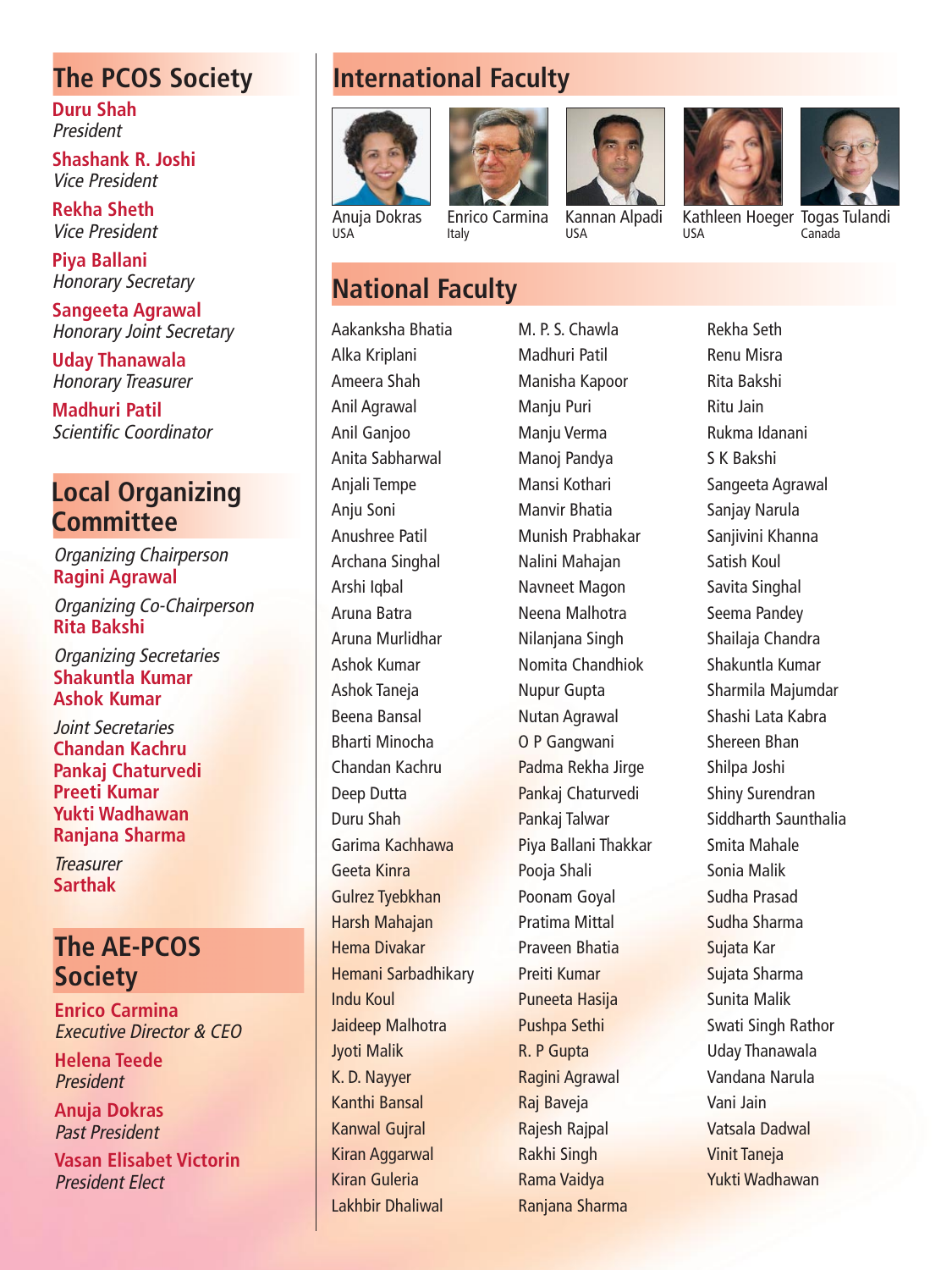## The PCOS Society

**Duru Shah**
*President*

**Shashank R. Joshi**
*Vice President*

**Rekha Sheth**
*Vice President*

**Piya Ballani**
*Honorary Secretary*

**Sangeeta Agrawal**
*Honorary Joint Secretary*

**Uday Thanawala**
*Honorary Treasurer*

**Madhuri Patil**
*Scientific Coordinator*

## Local Organizing Committee

*Organizing Chairperson*
**Ragini Agrawal**

*Organizing Co-Chairperson*
**Rita Bakshi**

*Organizing Secretaries*
**Shakuntla Kumar**
**Ashok Kumar**

*Joint Secretaries*
**Chandan Kachru**
**Pankaj Chaturvedi**
**Preeti Kumar**
**Yukti Wadhawan**
**Ranjana Sharma**

*Treasurer*
**Sarthak**

## The AE-PCOS Society

**Enrico Carmina**
*Executive Director & CEO*

**Helena Teede**
*President*

**Anuja Dokras**
*Past President*

**Vasan Elisabet Victorin**
*President Elect*

## International Faculty

Anuja Dokras
USA

Enrico Carmina
Italy

Kannan Alpadi
USA

Kathleen Hoeger
USA

Togas Tulandi
Canada

## National Faculty

Aakanksha Bhatia
Alka Kriplani
Ameera Shah
Anil Agrawal
Anil Ganjoo
Anita Sabharwal
Anjali Tempe
Anju Soni
Anushree Patil
Archana Singhal
Arshi Iqbal
Aruna Batra
Aruna Murlidhar
Ashok Kumar
Ashok Taneja
Beena Bansal
Bharti Minocha
Chandan Kachru
Deep Dutta
Duru Shah
Garima Kachhawa
Geeta Kinra
Gulrez Tyebkhan
Harsh Mahajan
Hema Divakar
Hemani Sarbadhikary
Indu Koul
Jaideep Malhotra
Jyoti Malik
K. D. Nayyer
Kanthi Bansal
Kanwal Gujral
Kiran Aggarwal
Kiran Guleria
Lakhbir Dhaliwal
M. P. S. Chawla
Madhuri Patil
Manisha Kapoor
Manju Puri
Manju Verma
Manoj Pandya
Mansi Kothari
Manvir Bhatia
Munish Prabhakar
Nalini Mahajan
Navneet Magon
Neena Malhotra
Nilanjana Singh
Nomita Chandhiok
Nupur Gupta
Nutan Agrawal
O P Gangwani
Padma Rekha Jirge
Pankaj Chaturvedi
Pankaj Talwar
Piya Ballani Thakkar
Pooja Shali
Poonam Goyal
Pratima Mittal
Praveen Bhatia
Preiti Kumar
Puneeta Hasija
Pushpa Sethi
R. P Gupta
Ragini Agrawal
Raj Baveja
Rajesh Rajpal
Rakhi Singh
Rama Vaidya
Ranjana Sharma
Rekha Seth
Renu Misra
Rita Bakshi
Ritu Jain
Rukma Idanani
S K Bakshi
Sangeeta Agrawal
Sanjay Narula
Sanjivini Khanna
Satish Koul
Savita Singhal
Seema Pandey
Shailaja Chandra
Shakuntla Kumar
Sharmila Majumdar
Shashi Lata Kabra
Shereen Bhan
Shilpa Joshi
Shiny Surendran
Siddharth Saunthalia
Smita Mahale
Sonia Malik
Sudha Prasad
Sudha Sharma
Sujata Kar
Sujata Sharma
Sunita Malik
Swati Singh Rathor
Uday Thanawala
Vandana Narula
Vani Jain
Vatsala Dadwal
Vinit Taneja
Yukti Wadhawan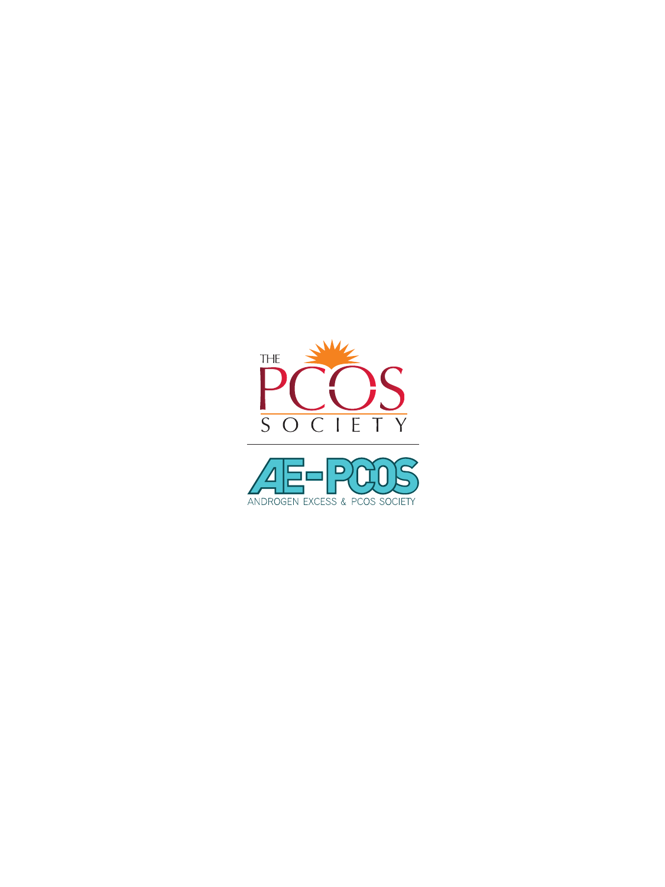THE PCOS SOCIETY

AE-PCOS

ANDROGEN EXCESS & PCOS SOCIETY